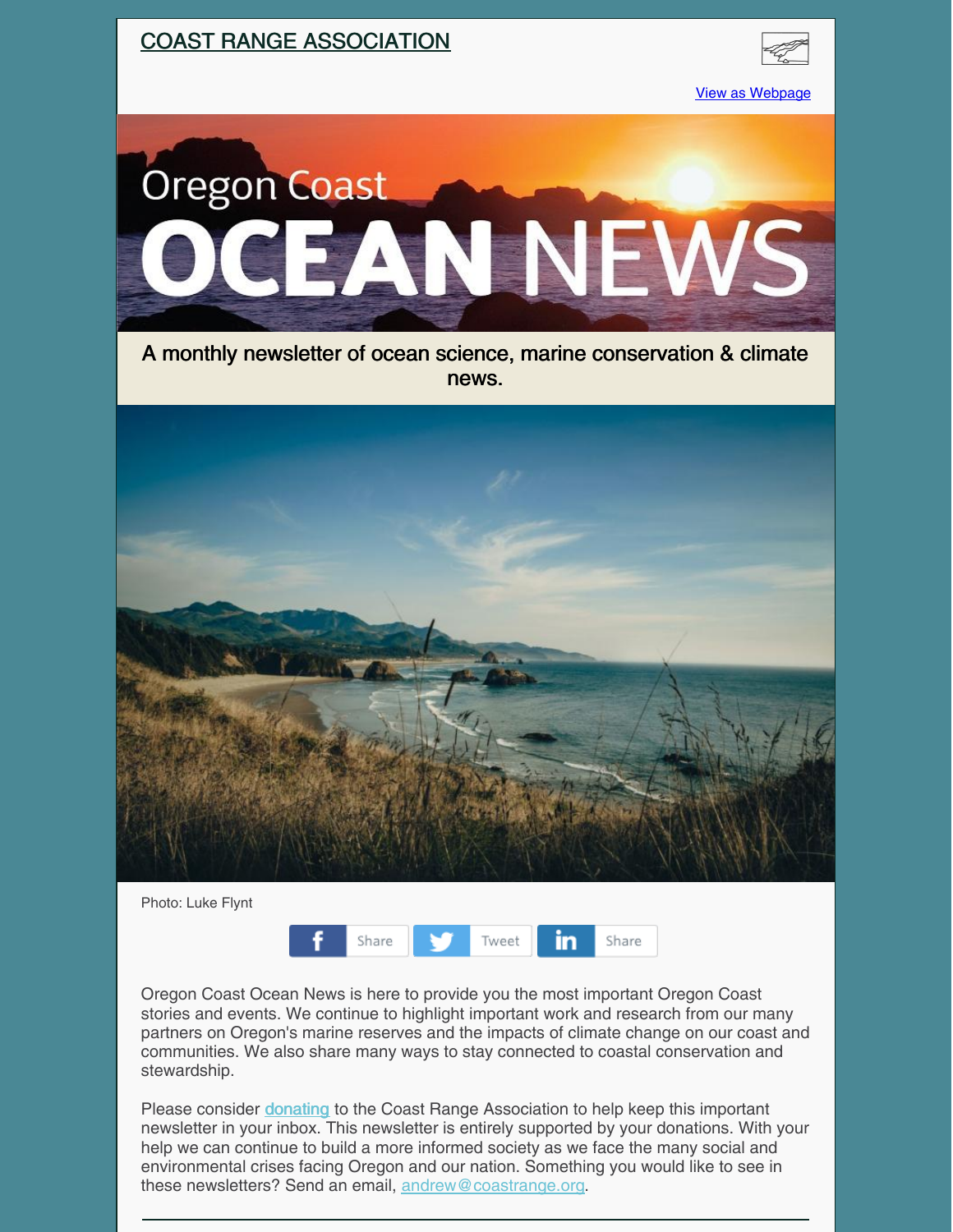# COAST RANGE ASSOCIATION

View as Webpage

Oregon Coast
OCEAN NEWS

A monthly newsletter of ocean science, marine conservation & climate news.

Photo: Luke Flynt

Share Tweet Share

Oregon Coast Ocean News is here to provide you the most important Oregon Coast stories and events. We continue to highlight important work and research from our many partners on Oregon's marine reserves and the impacts of climate change on our coast and communities. We also share many ways to stay connected to coastal conservation and stewardship.

Please consider donating to the Coast Range Association to help keep this important newsletter in your inbox. This newsletter is entirely supported by your donations. With your help we can continue to build a more informed society as we face the many social and environmental crises facing Oregon and our nation. Something you would like to see in these newsletters? Send an email, andrew@coastrange.org.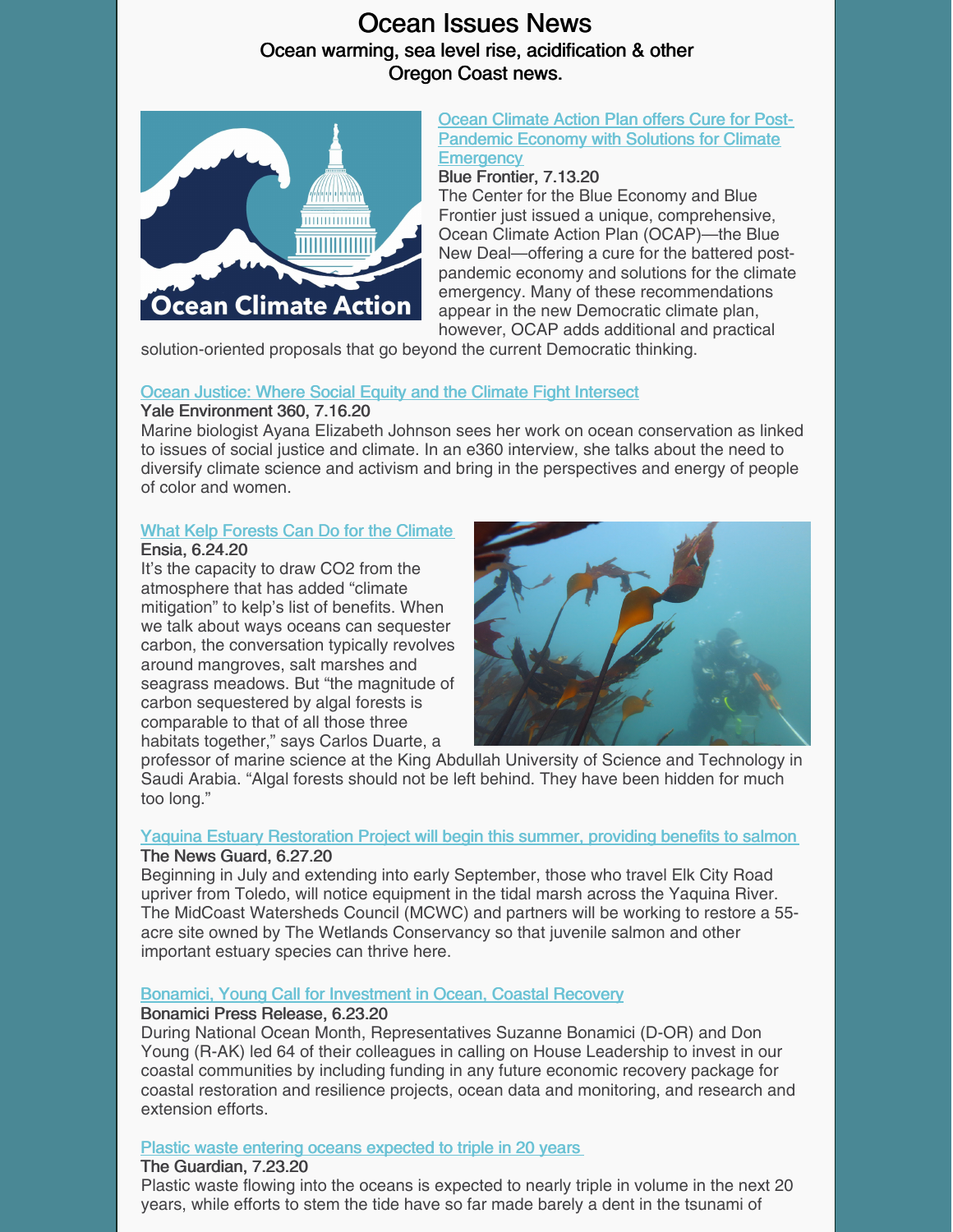# Ocean Issues News

Ocean warming, sea level rise, acidification & other Oregon Coast news.

[Ocean Climate Action Plan offers Cure for Post-Pandemic Economy with Solutions for Climate Emergency]

**Blue Frontier, 7.13.20**

The Center for the Blue Economy and Blue Frontier just issued a unique, comprehensive, Ocean Climate Action Plan (OCAP)—the Blue New Deal—offering a cure for the battered post-pandemic economy and solutions for the climate emergency. Many of these recommendations appear in the new Democratic climate plan, however, OCAP adds additional and practical solution-oriented proposals that go beyond the current Democratic thinking.

[Ocean Justice: Where Social Equity and the Climate Fight Intersect]

**Yale Environment 360, 7.16.20**

Marine biologist Ayana Elizabeth Johnson sees her work on ocean conservation as linked to issues of social justice and climate. In an e360 interview, she talks about the need to diversify climate science and activism and bring in the perspectives and energy of people of color and women.

[What Kelp Forests Can Do for the Climate]

**Ensia, 6.24.20**

It's the capacity to draw $CO_2$ from the atmosphere that has added "climate mitigation" to kelp's list of benefits. When we talk about ways oceans can sequester carbon, the conversation typically revolves around mangroves, salt marshes and seagrass meadows. But "the magnitude of carbon sequestered by algal forests is comparable to that of all those three habitats together," says Carlos Duarte, a professor of marine science at the King Abdullah University of Science and Technology in Saudi Arabia. "Algal forests should not be left behind. They have been hidden for much too long."

[Yaquina Estuary Restoration Project will begin this summer, providing benefits to salmon]

**The News Guard, 6.27.20**

Beginning in July and extending into early September, those who travel Elk City Road upriver from Toledo, will notice equipment in the tidal marsh across the Yaquina River. The MidCoast Watersheds Council (MCWC) and partners will be working to restore a 55-acre site owned by The Wetlands Conservancy so that juvenile salmon and other important estuary species can thrive here.

[Bonamici, Young Call for Investment in Ocean, Coastal Recovery]

**Bonamici Press Release, 6.23.20**

During National Ocean Month, Representatives Suzanne Bonamici (D-OR) and Don Young (R-AK) led 64 of their colleagues in calling on House Leadership to invest in our coastal communities by including funding in any future economic recovery package for coastal restoration and resilience projects, ocean data and monitoring, and research and extension efforts.

[Plastic waste entering oceans expected to triple in 20 years]

**The Guardian, 7.23.20**

Plastic waste flowing into the oceans is expected to nearly triple in volume in the next 20 years, while efforts to stem the tide have so far made barely a dent in the tsunami of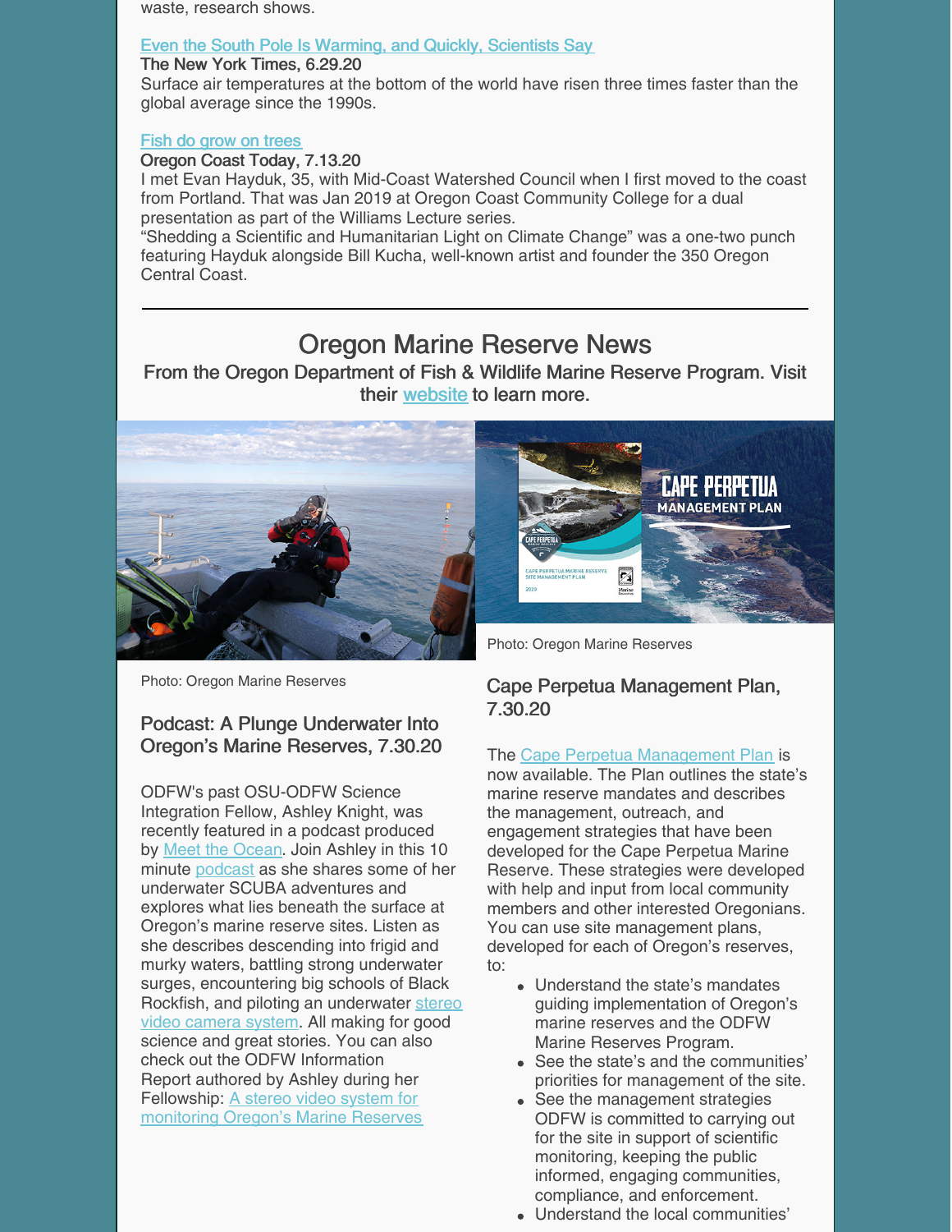waste, research shows.

[Even the South Pole Is Warming, and Quickly, Scientists Say](#)

The New York Times, 6.29.20

Surface air temperatures at the bottom of the world have risen three times faster than the global average since the 1990s.

[Fish do grow on trees](#)

Oregon Coast Today, 7.13.20

I met Evan Hayduk, 35, with Mid-Coast Watershed Council when I first moved to the coast from Portland. That was Jan 2019 at Oregon Coast Community College for a dual presentation as part of the Williams Lecture series.

"Shedding a Scientific and Humanitarian Light on Climate Change" was a one-two punch featuring Hayduk alongside Bill Kucha, well-known artist and founder the 350 Oregon Central Coast.

---

# Oregon Marine Reserve News

**From the Oregon Department of Fish & Wildlife Marine Reserve Program. Visit their website to learn more.**

Photo: Oregon Marine Reserves

### Podcast: A Plunge Underwater Into Oregon's Marine Reserves, 7.30.20

ODFW's past OSU-ODFW Science Integration Fellow, Ashley Knight, was recently featured in a podcast produced by Meet the Ocean. Join Ashley in this 10 minute podcast as she shares some of her underwater SCUBA adventures and explores what lies beneath the surface at Oregon's marine reserve sites. Listen as she describes descending into frigid and murky waters, battling strong underwater surges, encountering big schools of Black Rockfish, and piloting an underwater stereo video camera system. All making for good science and great stories. You can also check out the ODFW Information Report authored by Ashley during her Fellowship: A stereo video system for monitoring Oregon's Marine Reserves

Photo: Oregon Marine Reserves

### Cape Perpetua Management Plan, 7.30.20

The Cape Perpetua Management Plan is now available. The Plan outlines the state's marine reserve mandates and describes the management, outreach, and engagement strategies that have been developed for the Cape Perpetua Marine Reserve. These strategies were developed with help and input from local community members and other interested Oregonians. You can use site management plans, developed for each of Oregon's reserves, to:

- Understand the state's mandates guiding implementation of Oregon's marine reserves and the ODFW Marine Reserves Program.
- See the state's and the communities' priorities for management of the site.
- See the management strategies ODFW is committed to carrying out for the site in support of scientific monitoring, keeping the public informed, engaging communities, compliance, and enforcement.
- Understand the local communities'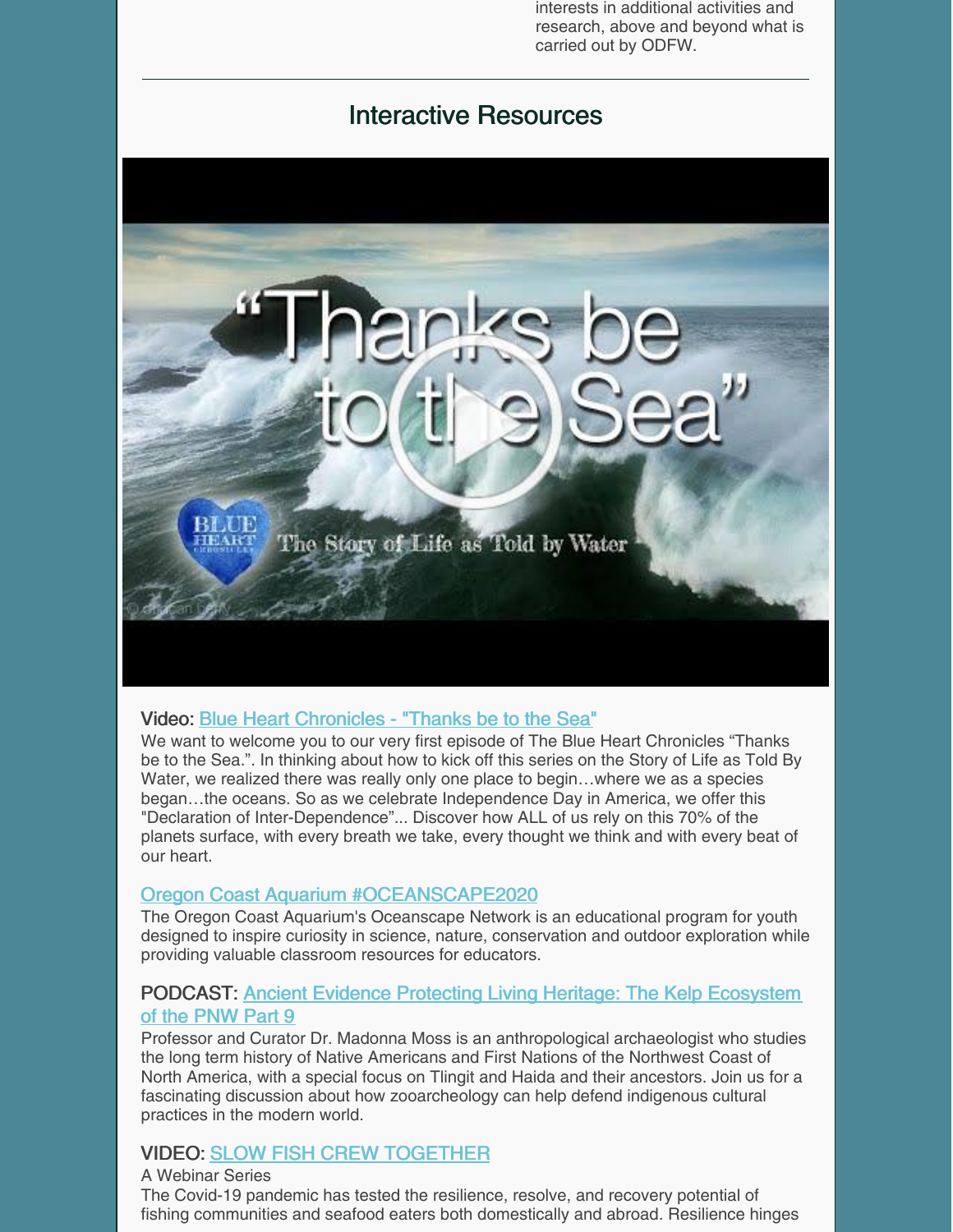interests in additional activities and research, above and beyond what is carried out by ODFW.

---

## Interactive Resources

**Video: Blue Heart Chronicles - "Thanks be to the Sea"**

We want to welcome you to our very first episode of The Blue Heart Chronicles "Thanks be to the Sea.". In thinking about how to kick off this series on the Story of Life as Told By Water, we realized there was really only one place to begin…where we as a species began…the oceans. So as we celebrate Independence Day in America, we offer this "Declaration of Inter-Dependence"... Discover how ALL of us rely on this 70% of the planets surface, with every breath we take, every thought we think and with every beat of our heart.

**Oregon Coast Aquarium #OCEANSCAPE2020**

The Oregon Coast Aquarium's Oceanscape Network is an educational program for youth designed to inspire curiosity in science, nature, conservation and outdoor exploration while providing valuable classroom resources for educators.

**PODCAST: Ancient Evidence Protecting Living Heritage: The Kelp Ecosystem of the PNW Part 9**

Professor and Curator Dr. Madonna Moss is an anthropological archaeologist who studies the long term history of Native Americans and First Nations of the Northwest Coast of North America, with a special focus on Tlingit and Haida and their ancestors. Join us for a fascinating discussion about how zooarcheology can help defend indigenous cultural practices in the modern world.

**VIDEO: SLOW FISH CREW TOGETHER**

A Webinar Series

The Covid-19 pandemic has tested the resilience, resolve, and recovery potential of fishing communities and seafood eaters both domestically and abroad. Resilience hinges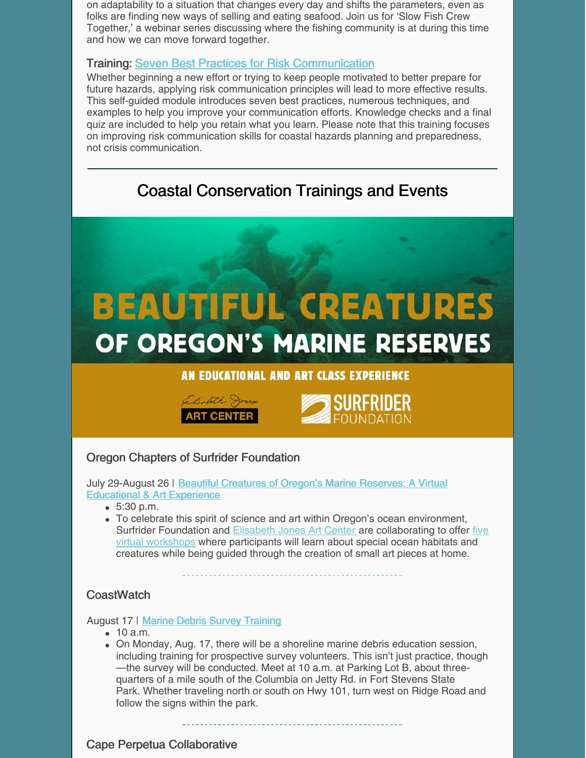on adaptability to a situation that changes every day and shifts the parameters, even as folks are finding new ways of selling and eating seafood. Join us for 'Slow Fish Crew Together,' a webinar series discussing where the fishing community is at during this time and how we can move forward together.

Training: Seven Best Practices for Risk Communication

Whether beginning a new effort or trying to keep people motivated to better prepare for future hazards, applying risk communication principles will lead to more effective results. This self-guided module introduces seven best practices, numerous techniques, and examples to help you improve your communication efforts. Knowledge checks and a final quiz are included to help you retain what you learn. Please note that this training focuses on improving risk communication skills for coastal hazards planning and preparedness, not crisis communication.

---

## Coastal Conservation Trainings and Events

BEAUTIFUL CREATURES OF OREGON'S MARINE RESERVES

AN EDUCATIONAL AND ART CLASS EXPERIENCE

Elisabeth Jones ART CENTER | SURFRIDER FOUNDATION

### Oregon Chapters of Surfrider Foundation

July 29-August 26 | Beautiful Creatures of Oregon's Marine Reserves: A Virtual Educational & Art Experience

- 5:30 p.m.
- To celebrate this spirit of science and art within Oregon's ocean environment, Surfrider Foundation and Elisabeth Jones Art Center are collaborating to offer five virtual workshops where participants will learn about special ocean habitats and creatures while being guided through the creation of small art pieces at home.

### CoastWatch

August 17 | Marine Debris Survey Training

- 10 a.m.
- On Monday, Aug. 17, there will be a shoreline marine debris education session, including training for prospective survey volunteers. This isn't just practice, though—the survey will be conducted. Meet at 10 a.m. at Parking Lot B, about three-quarters of a mile south of the Columbia on Jetty Rd. in Fort Stevens State Park. Whether traveling north or south on Hwy 101, turn west on Ridge Road and follow the signs within the park.

### Cape Perpetua Collaborative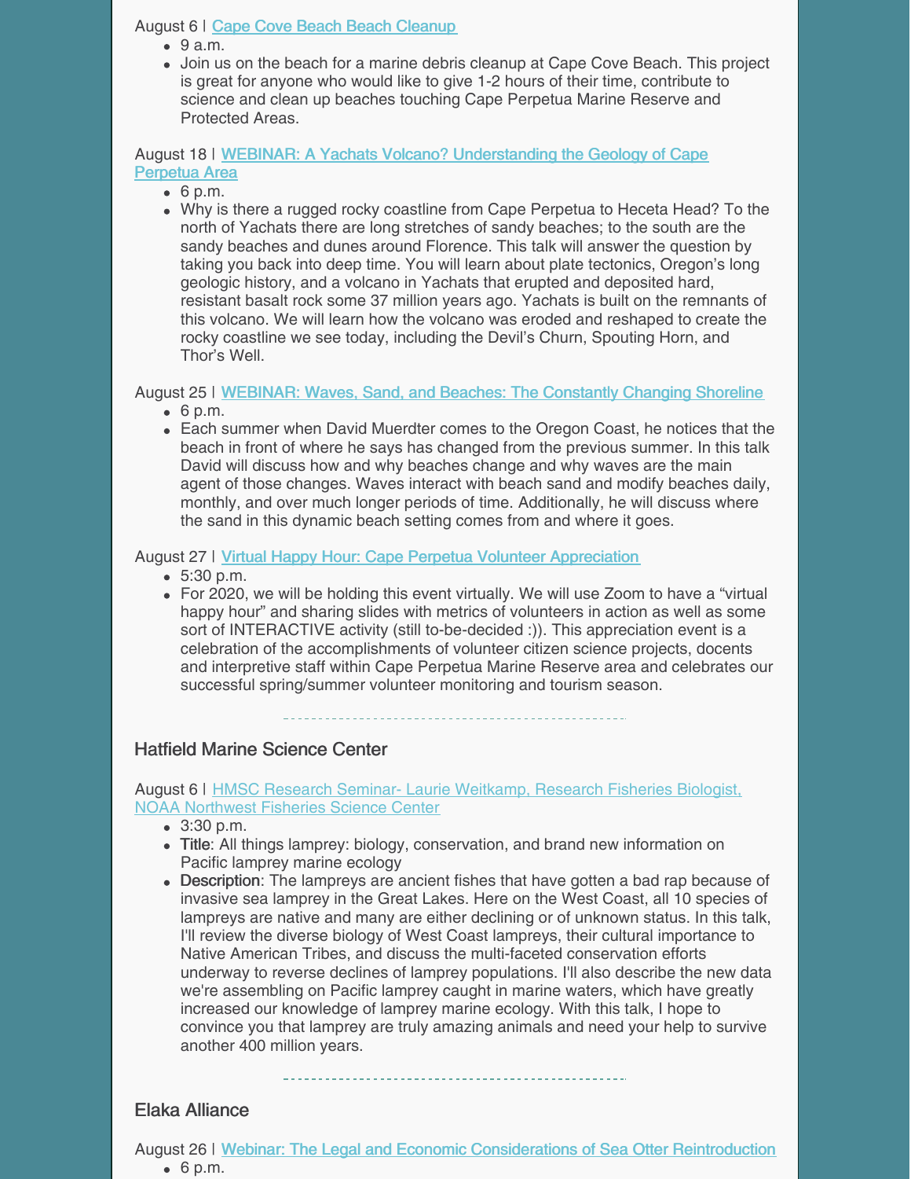August 6 | Cape Cove Beach Beach Cleanup

- 9 a.m.
- Join us on the beach for a marine debris cleanup at Cape Cove Beach. This project is great for anyone who would like to give 1-2 hours of their time, contribute to science and clean up beaches touching Cape Perpetua Marine Reserve and Protected Areas.

August 18 | **WEBINAR: A Yachats Volcano? Understanding the Geology of Cape Perpetua Area**

- 6 p.m.
- Why is there a rugged rocky coastline from Cape Perpetua to Heceta Head? To the north of Yachats there are long stretches of sandy beaches; to the south are the sandy beaches and dunes around Florence. This talk will answer the question by taking you back into deep time. You will learn about plate tectonics, Oregon's long geologic history, and a volcano in Yachats that erupted and deposited hard, resistant basalt rock some 37 million years ago. Yachats is built on the remnants of this volcano. We will learn how the volcano was eroded and reshaped to create the rocky coastline we see today, including the Devil's Churn, Spouting Horn, and Thor's Well.

August 25 | **WEBINAR: Waves, Sand, and Beaches: The Constantly Changing Shoreline**

- 6 p.m.
- Each summer when David Muerdter comes to the Oregon Coast, he notices that the beach in front of where he says has changed from the previous summer. In this talk David will discuss how and why beaches change and why waves are the main agent of those changes. Waves interact with beach sand and modify beaches daily, monthly, and over much longer periods of time. Additionally, he will discuss where the sand in this dynamic beach setting comes from and where it goes.

August 27 | **Virtual Happy Hour: Cape Perpetua Volunteer Appreciation**

- 5:30 p.m.
- For 2020, we will be holding this event virtually. We will use Zoom to have a "virtual happy hour" and sharing slides with metrics of volunteers in action as well as some sort of INTERACTIVE activity (still to-be-decided :)). This appreciation event is a celebration of the accomplishments of volunteer citizen science projects, docents and interpretive staff within Cape Perpetua Marine Reserve area and celebrates our successful spring/summer volunteer monitoring and tourism season.

## Hatfield Marine Science Center

August 6 | HMSC Research Seminar- Laurie Weitkamp, Research Fisheries Biologist, NOAA Northwest Fisheries Science Center

- 3:30 p.m.
- **Title**: All things lamprey: biology, conservation, and brand new information on Pacific lamprey marine ecology
- **Description**: The lampreys are ancient fishes that have gotten a bad rap because of invasive sea lamprey in the Great Lakes. Here on the West Coast, all 10 species of lampreys are native and many are either declining or of unknown status. In this talk, I'll review the diverse biology of West Coast lampreys, their cultural importance to Native American Tribes, and discuss the multi-faceted conservation efforts underway to reverse declines of lamprey populations. I'll also describe the new data we're assembling on Pacific lamprey caught in marine waters, which have greatly increased our knowledge of lamprey marine ecology. With this talk, I hope to convince you that lamprey are truly amazing animals and need your help to survive another 400 million years.

## Elaka Alliance

August 26 | **Webinar: The Legal and Economic Considerations of Sea Otter Reintroduction**

- 6 p.m.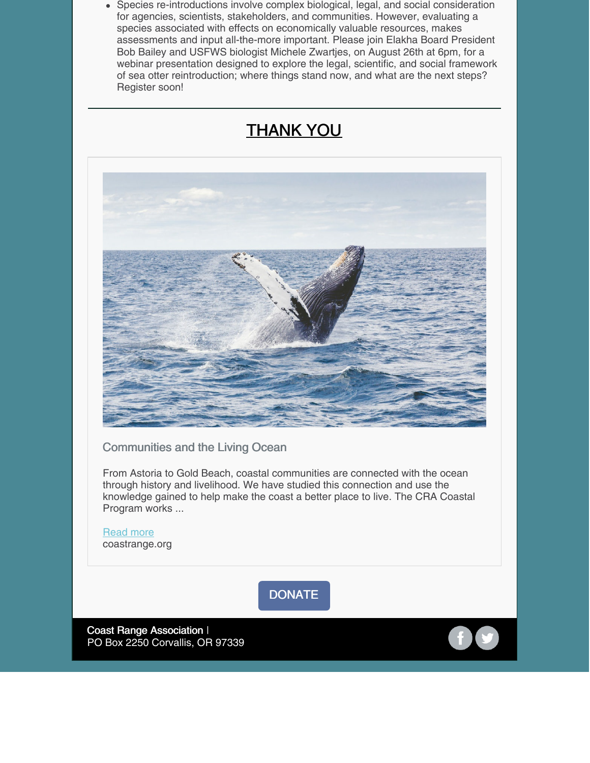- Species re-introductions involve complex biological, legal, and social consideration for agencies, scientists, stakeholders, and communities. However, evaluating a species associated with effects on economically valuable resources, makes assessments and input all-the-more important. Please join Elakha Board President Bob Bailey and USFWS biologist Michele Zwartjes, on August 26th at 6pm, for a webinar presentation designed to explore the legal, scientific, and social framework of sea otter reintroduction; where things stand now, and what are the next steps? Register soon!

---

## THANK YOU

Communities and the Living Ocean

From Astoria to Gold Beach, coastal communities are connected with the ocean through history and livelihood. We have studied this connection and use the knowledge gained to help make the coast a better place to live. The CRA Coastal Program works ...

Read more
coastrange.org

DONATE

**Coast Range Association** |
PO Box 2250 Corvallis, OR 97339